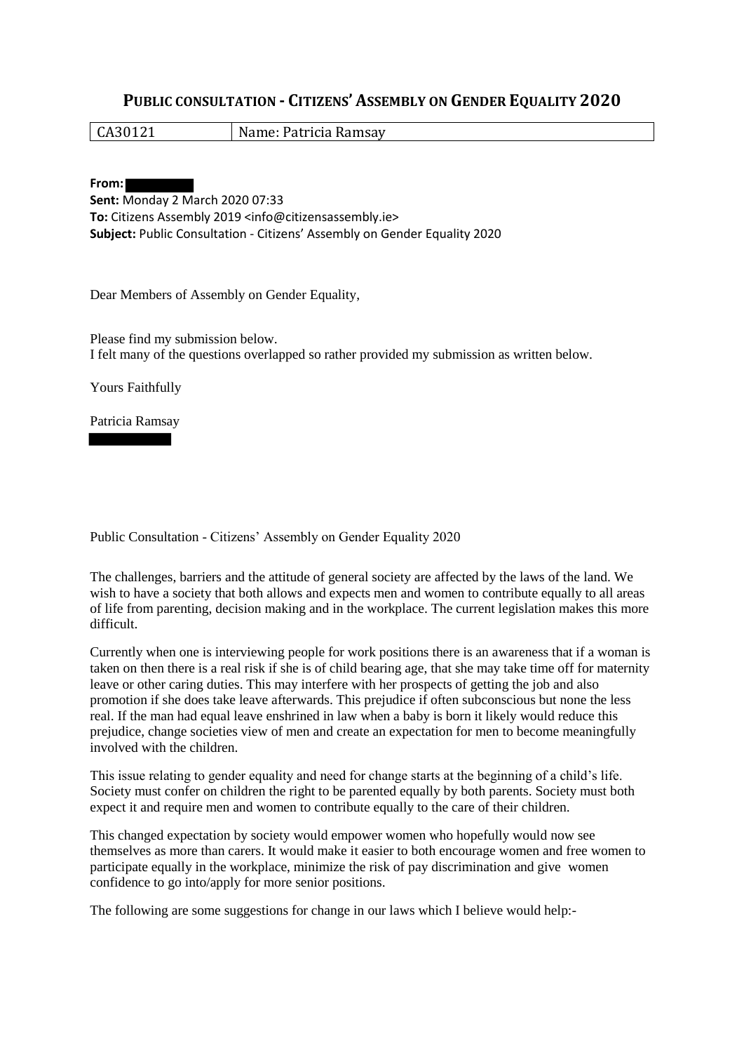# PUBLIC CONSULTATION - CITIZENS' ASSEMBLY ON GENDER EQUALITY 2020

| CA30121 | Name: Patricia Ramsay |
|---|---|

**From:**
**Sent:** Monday 2 March 2020 07:33
**To:** Citizens Assembly 2019 <info@citizensassembly.ie>
**Subject:** Public Consultation - Citizens' Assembly on Gender Equality 2020

Dear Members of Assembly on Gender Equality,

Please find my submission below.
I felt many of the questions overlapped so rather provided my submission as written below.

Yours Faithfully

Patricia Ramsay

Public Consultation - Citizens' Assembly on Gender Equality 2020

The challenges, barriers and the attitude of general society are affected by the laws of the land. We wish to have a society that both allows and expects men and women to contribute equally to all areas of life from parenting, decision making and in the workplace. The current legislation makes this more difficult.

Currently when one is interviewing people for work positions there is an awareness that if a woman is taken on then there is a real risk if she is of child bearing age, that she may take time off for maternity leave or other caring duties. This may interfere with her prospects of getting the job and also promotion if she does take leave afterwards. This prejudice if often subconscious but none the less real. If the man had equal leave enshrined in law when a baby is born it likely would reduce this prejudice, change societies view of men and create an expectation for men to become meaningfully involved with the children.

This issue relating to gender equality and need for change starts at the beginning of a child's life. Society must confer on children the right to be parented equally by both parents. Society must both expect it and require men and women to contribute equally to the care of their children.

This changed expectation by society would empower women who hopefully would now see themselves as more than carers. It would make it easier to both encourage women and free women to participate equally in the workplace, minimize the risk of pay discrimination and give women confidence to go into/apply for more senior positions.

The following are some suggestions for change in our laws which I believe would help:-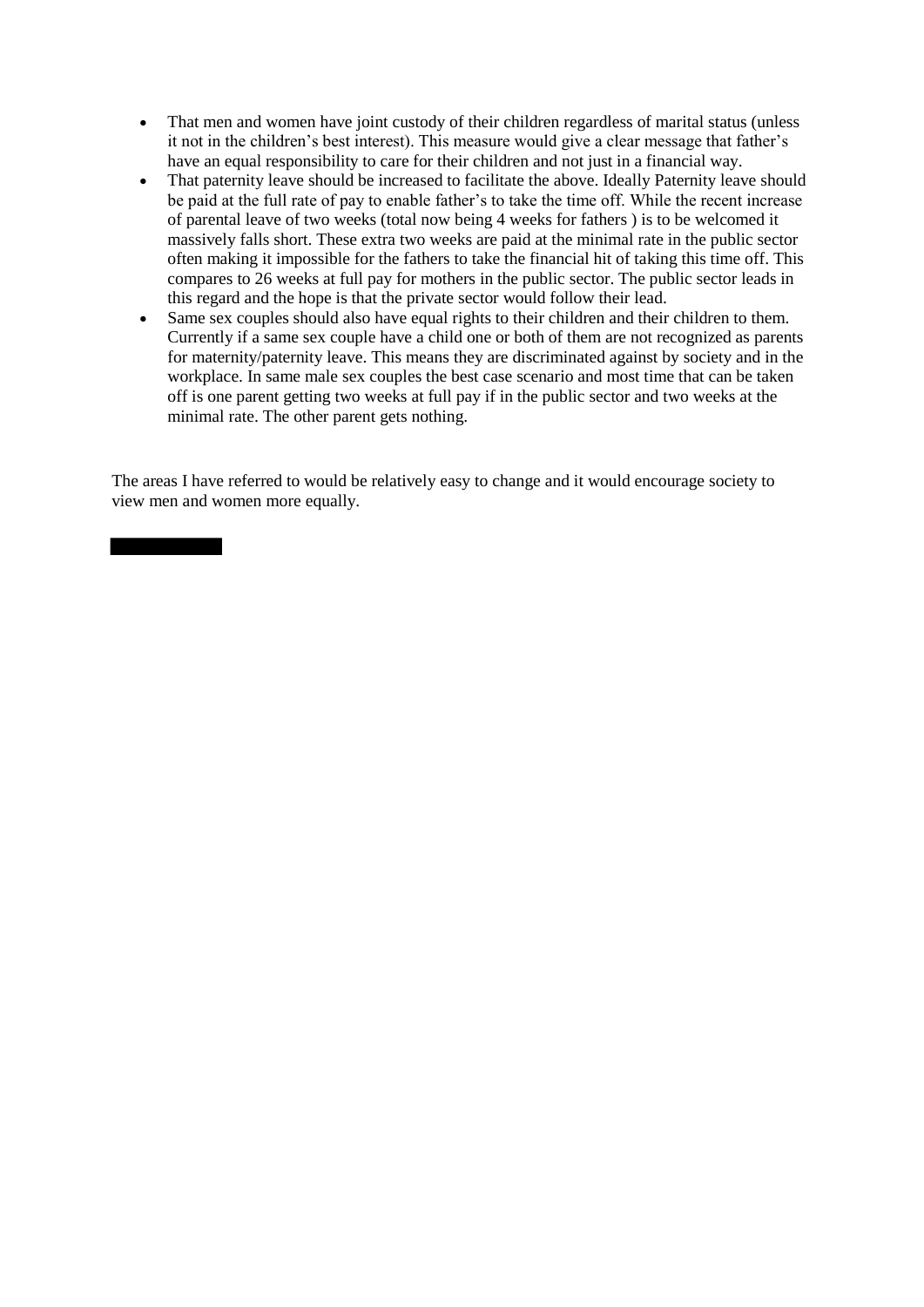- That men and women have joint custody of their children regardless of marital status (unless it not in the children's best interest). This measure would give a clear message that father's have an equal responsibility to care for their children and not just in a financial way.
- That paternity leave should be increased to facilitate the above. Ideally Paternity leave should be paid at the full rate of pay to enable father's to take the time off. While the recent increase of parental leave of two weeks (total now being 4 weeks for fathers ) is to be welcomed it massively falls short. These extra two weeks are paid at the minimal rate in the public sector often making it impossible for the fathers to take the financial hit of taking this time off. This compares to 26 weeks at full pay for mothers in the public sector. The public sector leads in this regard and the hope is that the private sector would follow their lead.
- Same sex couples should also have equal rights to their children and their children to them. Currently if a same sex couple have a child one or both of them are not recognized as parents for maternity/paternity leave. This means they are discriminated against by society and in the workplace. In same male sex couples the best case scenario and most time that can be taken off is one parent getting two weeks at full pay if in the public sector and two weeks at the minimal rate. The other parent gets nothing.

The areas I have referred to would be relatively easy to change and it would encourage society to view men and women more equally.